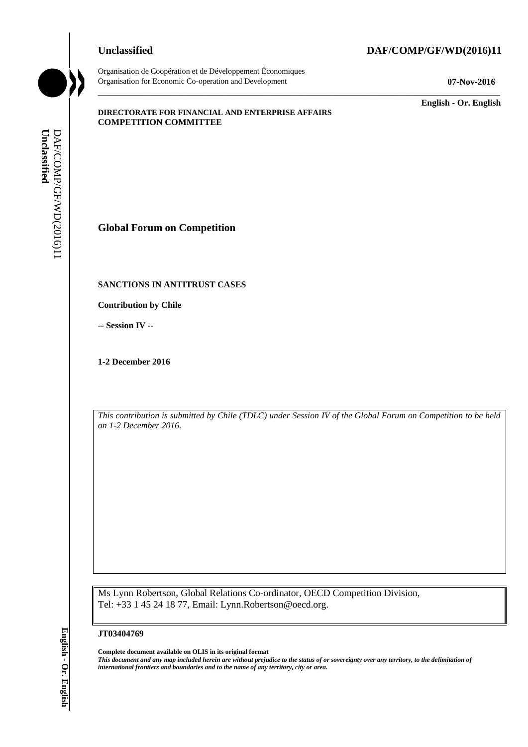**Unclassified** **DAF/COMP/GF/WD(2016)11**

Organisation de Coopération et de Développement Économiques
Organisation for Economic Co-operation and Development **07-Nov-2016**

**English - Or. English**

**DIRECTORATE FOR FINANCIAL AND ENTERPRISE AFFAIRS**
**COMPETITION COMMITTEE**

## Global Forum on Competition

**SANCTIONS IN ANTITRUST CASES**

**Contribution by Chile**

**-- Session IV --**

**1-2 December 2016**

*This contribution is submitted by Chile (TDLC) under Session IV of the Global Forum on Competition to be held on 1-2 December 2016.*

Ms Lynn Robertson, Global Relations Co-ordinator, OECD Competition Division,
Tel: +33 1 45 24 18 77, Email: Lynn.Robertson@oecd.org.

**JT03404769**

**Complete document available on OLIS in its original format**
***This document and any map included herein are without prejudice to the status of or sovereignty over any territory, to the delimitation of international frontiers and boundaries and to the name of any territory, city or area.***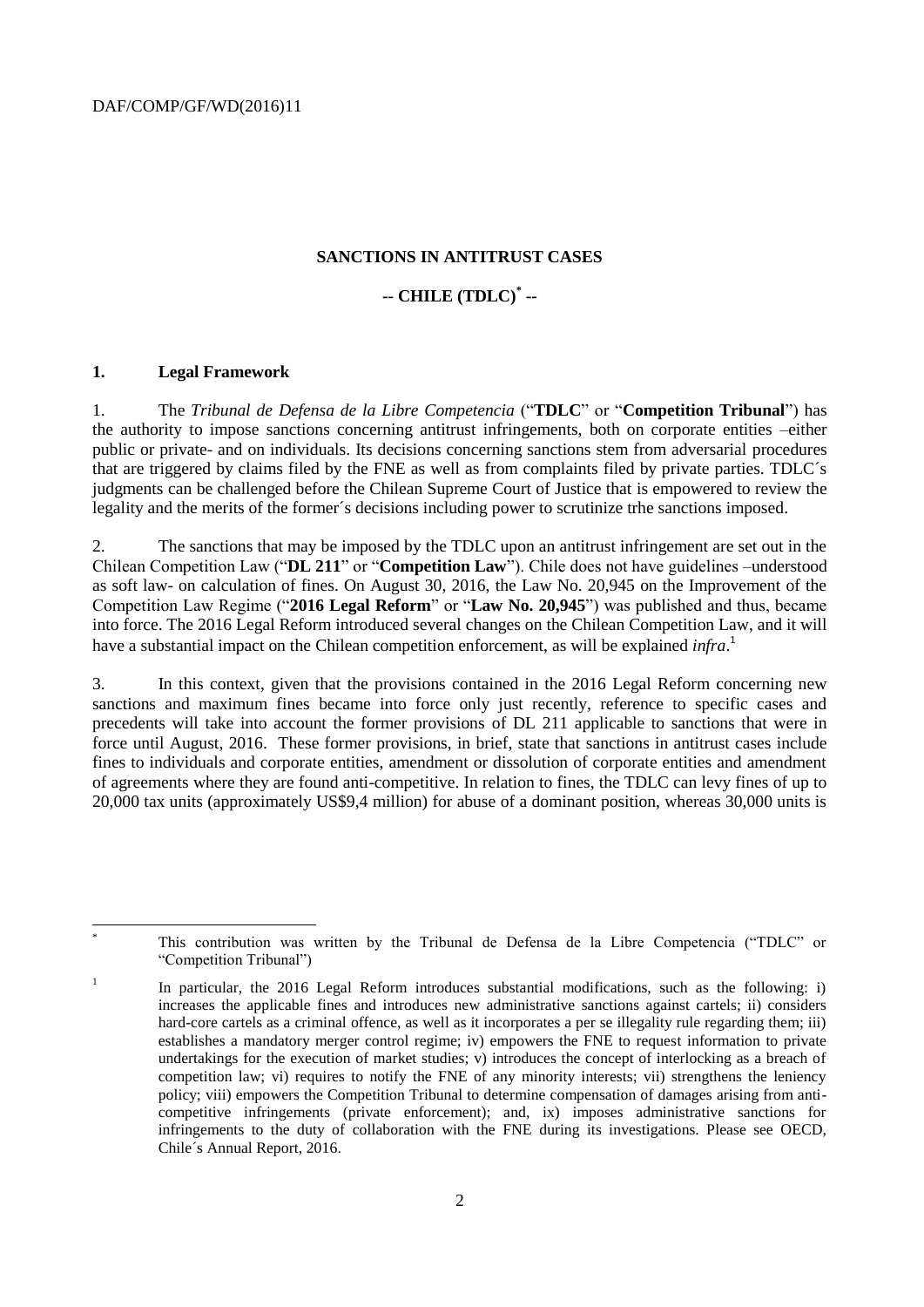DAF/COMP/GF/WD(2016)11

**SANCTIONS IN ANTITRUST CASES**

**-- CHILE (TDLC)[*] --**

## 1. Legal Framework

1. The *Tribunal de Defensa de la Libre Competencia* ("**TDLC**" or "**Competition Tribunal**") has the authority to impose sanctions concerning antitrust infringements, both on corporate entities –either public or private- and on individuals. Its decisions concerning sanctions stem from adversarial procedures that are triggered by claims filed by the FNE as well as from complaints filed by private parties. TDLC´s judgments can be challenged before the Chilean Supreme Court of Justice that is empowered to review the legality and the merits of the former´s decisions including power to scrutinize trhe sanctions imposed.

2. The sanctions that may be imposed by the TDLC upon an antitrust infringement are set out in the Chilean Competition Law ("**DL 211**" or "**Competition Law**"). Chile does not have guidelines –understood as soft law- on calculation of fines. On August 30, 2016, the Law No. 20,945 on the Improvement of the Competition Law Regime ("**2016 Legal Reform**" or "**Law No. 20,945**") was published and thus, became into force. The 2016 Legal Reform introduced several changes on the Chilean Competition Law, and it will have a substantial impact on the Chilean competition enforcement, as will be explained *infra*.[1]

3. In this context, given that the provisions contained in the 2016 Legal Reform concerning new sanctions and maximum fines became into force only just recently, reference to specific cases and precedents will take into account the former provisions of DL 211 applicable to sanctions that were in force until August, 2016. These former provisions, in brief, state that sanctions in antitrust cases include fines to individuals and corporate entities, amendment or dissolution of corporate entities and amendment of agreements where they are found anti-competitive. In relation to fines, the TDLC can levy fines of up to 20,000 tax units (approximately US$9,4 million) for abuse of a dominant position, whereas 30,000 units is

---

[*] This contribution was written by the Tribunal de Defensa de la Libre Competencia ("TDLC" or "Competition Tribunal")

[1] In particular, the 2016 Legal Reform introduces substantial modifications, such as the following: i) increases the applicable fines and introduces new administrative sanctions against cartels; ii) considers hard-core cartels as a criminal offence, as well as it incorporates a per se illegality rule regarding them; iii) establishes a mandatory merger control regime; iv) empowers the FNE to request information to private undertakings for the execution of market studies; v) introduces the concept of interlocking as a breach of competition law; vi) requires to notify the FNE of any minority interests; vii) strengthens the leniency policy; viii) empowers the Competition Tribunal to determine compensation of damages arising from anti-competitive infringements (private enforcement); and, ix) imposes administrative sanctions for infringements to the duty of collaboration with the FNE during its investigations. Please see OECD, Chile´s Annual Report, 2016.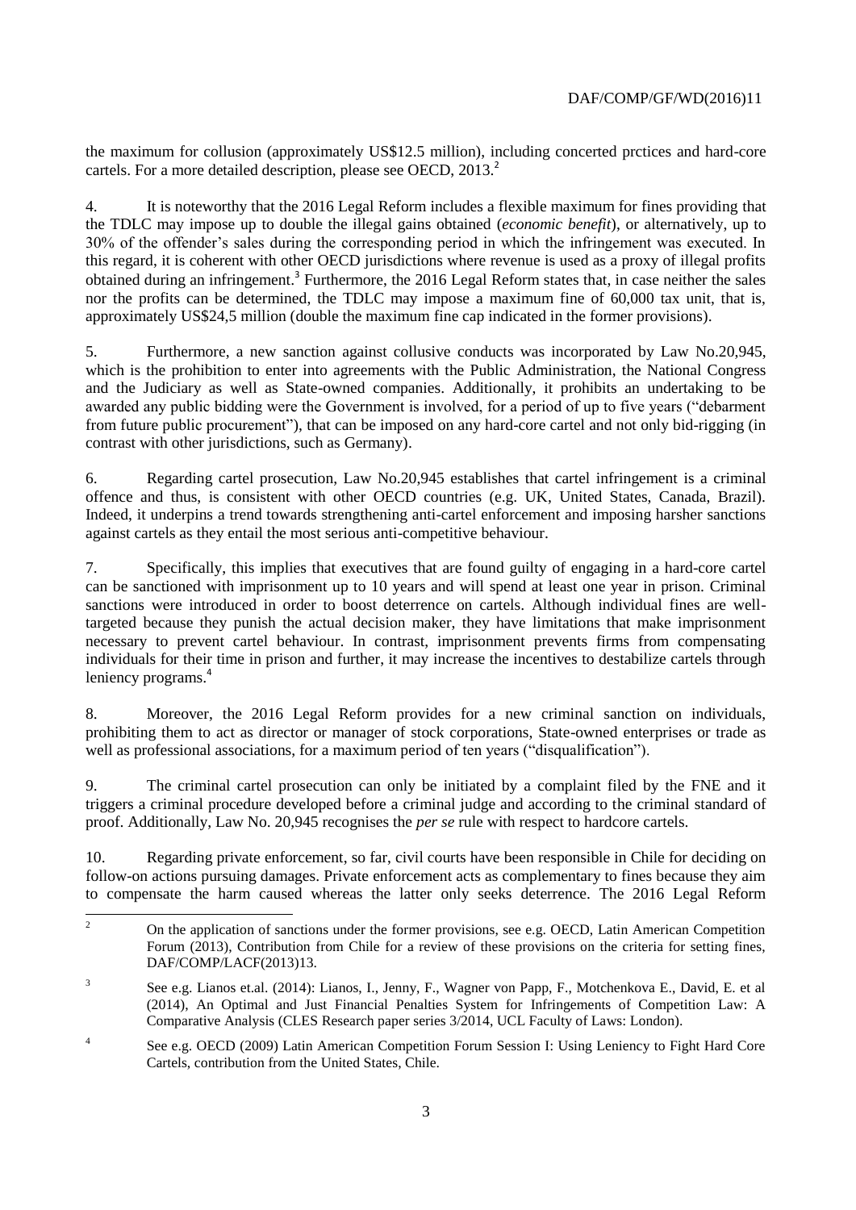the maximum for collusion (approximately US$12.5 million), including concerted prctices and hard-core cartels. For a more detailed description, please see OECD, 2013.[2]

4. It is noteworthy that the 2016 Legal Reform includes a flexible maximum for fines providing that the TDLC may impose up to double the illegal gains obtained (*economic benefit*), or alternatively, up to 30% of the offender's sales during the corresponding period in which the infringement was executed. In this regard, it is coherent with other OECD jurisdictions where revenue is used as a proxy of illegal profits obtained during an infringement.[3] Furthermore, the 2016 Legal Reform states that, in case neither the sales nor the profits can be determined, the TDLC may impose a maximum fine of 60,000 tax unit, that is, approximately US$24,5 million (double the maximum fine cap indicated in the former provisions).

5. Furthermore, a new sanction against collusive conducts was incorporated by Law No.20,945, which is the prohibition to enter into agreements with the Public Administration, the National Congress and the Judiciary as well as State-owned companies. Additionally, it prohibits an undertaking to be awarded any public bidding were the Government is involved, for a period of up to five years ("debarment from future public procurement"), that can be imposed on any hard-core cartel and not only bid-rigging (in contrast with other jurisdictions, such as Germany).

6. Regarding cartel prosecution, Law No.20,945 establishes that cartel infringement is a criminal offence and thus, is consistent with other OECD countries (e.g. UK, United States, Canada, Brazil). Indeed, it underpins a trend towards strengthening anti-cartel enforcement and imposing harsher sanctions against cartels as they entail the most serious anti-competitive behaviour.

7. Specifically, this implies that executives that are found guilty of engaging in a hard-core cartel can be sanctioned with imprisonment up to 10 years and will spend at least one year in prison. Criminal sanctions were introduced in order to boost deterrence on cartels. Although individual fines are well-targeted because they punish the actual decision maker, they have limitations that make imprisonment necessary to prevent cartel behaviour. In contrast, imprisonment prevents firms from compensating individuals for their time in prison and further, it may increase the incentives to destabilize cartels through leniency programs.[4]

8. Moreover, the 2016 Legal Reform provides for a new criminal sanction on individuals, prohibiting them to act as director or manager of stock corporations, State-owned enterprises or trade as well as professional associations, for a maximum period of ten years ("disqualification").

9. The criminal cartel prosecution can only be initiated by a complaint filed by the FNE and it triggers a criminal procedure developed before a criminal judge and according to the criminal standard of proof. Additionally, Law No. 20,945 recognises the *per se* rule with respect to hardcore cartels.

10. Regarding private enforcement, so far, civil courts have been responsible in Chile for deciding on follow-on actions pursuing damages. Private enforcement acts as complementary to fines because they aim to compensate the harm caused whereas the latter only seeks deterrence. The 2016 Legal Reform

---

[2] On the application of sanctions under the former provisions, see e.g. OECD, Latin American Competition Forum (2013), Contribution from Chile for a review of these provisions on the criteria for setting fines, DAF/COMP/LACF(2013)13.

[3] See e.g. Lianos et.al. (2014): Lianos, I., Jenny, F., Wagner von Papp, F., Motchenkova E., David, E. et al (2014), An Optimal and Just Financial Penalties System for Infringements of Competition Law: A Comparative Analysis (CLES Research paper series 3/2014, UCL Faculty of Laws: London).

[4] See e.g. OECD (2009) Latin American Competition Forum Session I: Using Leniency to Fight Hard Core Cartels, contribution from the United States, Chile.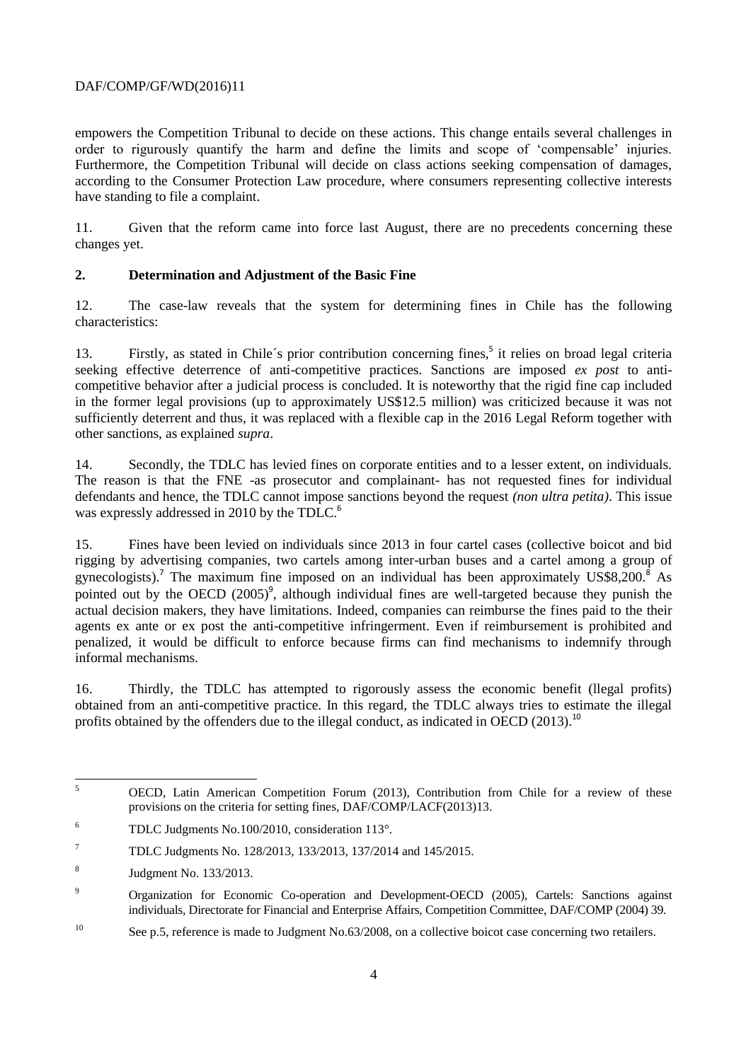empowers the Competition Tribunal to decide on these actions. This change entails several challenges in order to rigurously quantify the harm and define the limits and scope of 'compensable' injuries. Furthermore, the Competition Tribunal will decide on class actions seeking compensation of damages, according to the Consumer Protection Law procedure, where consumers representing collective interests have standing to file a complaint.

11. Given that the reform came into force last August, there are no precedents concerning these changes yet.

## 2. Determination and Adjustment of the Basic Fine

12. The case-law reveals that the system for determining fines in Chile has the following characteristics:

13. Firstly, as stated in Chile´s prior contribution concerning fines,[5] it relies on broad legal criteria seeking effective deterrence of anti-competitive practices. Sanctions are imposed *ex post* to anti-competitive behavior after a judicial process is concluded. It is noteworthy that the rigid fine cap included in the former legal provisions (up to approximately US$12.5 million) was criticized because it was not sufficiently deterrent and thus, it was replaced with a flexible cap in the 2016 Legal Reform together with other sanctions, as explained *supra*.

14. Secondly, the TDLC has levied fines on corporate entities and to a lesser extent, on individuals. The reason is that the FNE -as prosecutor and complainant- has not requested fines for individual defendants and hence, the TDLC cannot impose sanctions beyond the request *(non ultra petita)*. This issue was expressly addressed in 2010 by the TDLC.[6]

15. Fines have been levied on individuals since 2013 in four cartel cases (collective boicot and bid rigging by advertising companies, two cartels among inter-urban buses and a cartel among a group of gynecologists).[7] The maximum fine imposed on an individual has been approximately US$8,200.[8] As pointed out by the OECD (2005)[9], although individual fines are well-targeted because they punish the actual decision makers, they have limitations. Indeed, companies can reimburse the fines paid to the their agents ex ante or ex post the anti-competitive infringerment. Even if reimbursement is prohibited and penalized, it would be difficult to enforce because firms can find mechanisms to indemnify through informal mechanisms.

16. Thirdly, the TDLC has attempted to rigorously assess the economic benefit (llegal profits) obtained from an anti-competitive practice. In this regard, the TDLC always tries to estimate the illegal profits obtained by the offenders due to the illegal conduct, as indicated in OECD (2013).[10]

---

[5] OECD, Latin American Competition Forum (2013), Contribution from Chile for a review of these provisions on the criteria for setting fines, DAF/COMP/LACF(2013)13.

[6] TDLC Judgments No.100/2010, consideration 113°.

[7] TDLC Judgments No. 128/2013, 133/2013, 137/2014 and 145/2015.

[8] Judgment No. 133/2013.

[9] Organization for Economic Co-operation and Development-OECD (2005), Cartels: Sanctions against individuals, Directorate for Financial and Enterprise Affairs, Competition Committee, DAF/COMP (2004) 39.

[10] See p.5, reference is made to Judgment No.63/2008, on a collective boicot case concerning two retailers.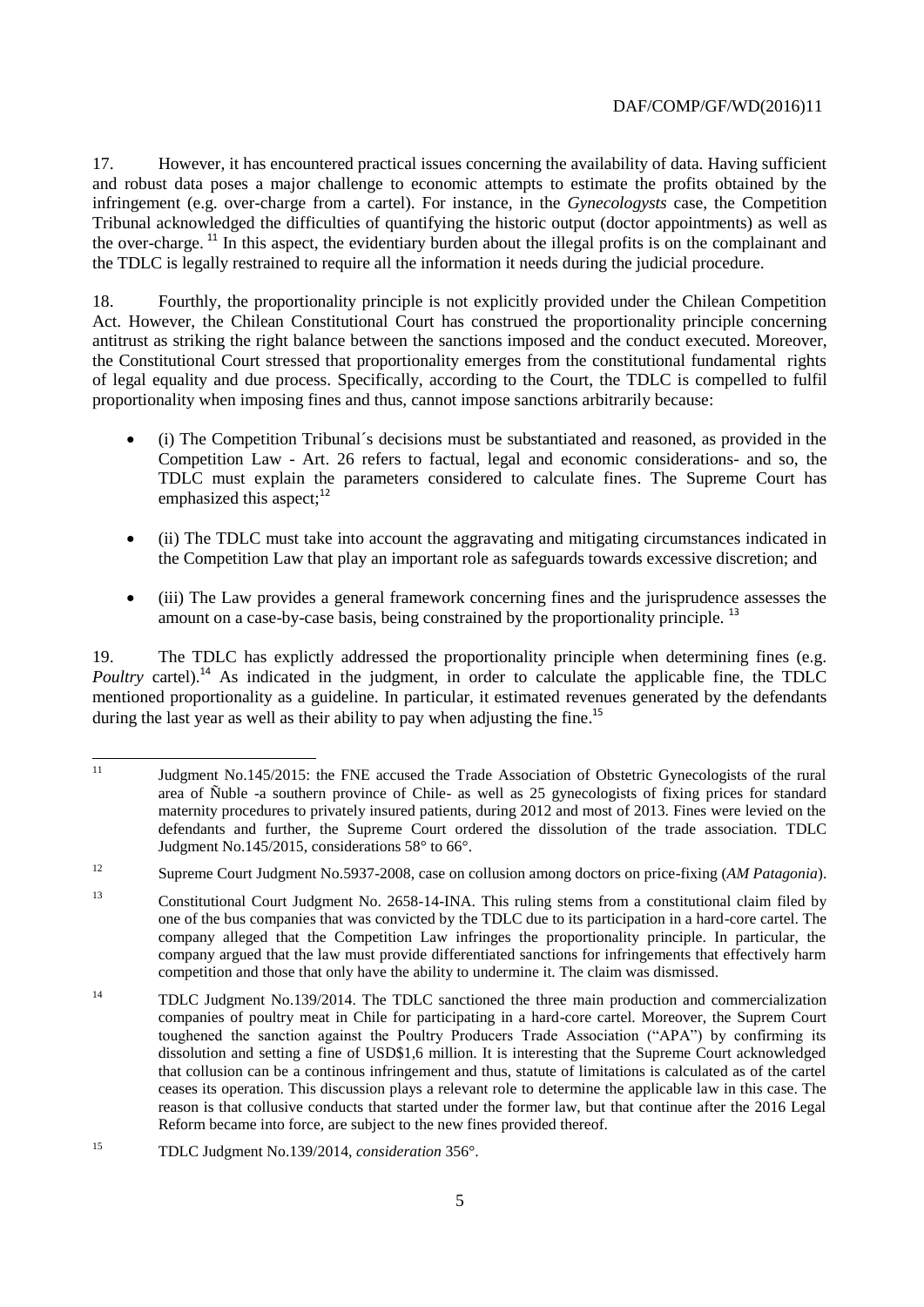17. However, it has encountered practical issues concerning the availability of data. Having sufficient and robust data poses a major challenge to economic attempts to estimate the profits obtained by the infringement (e.g. over-charge from a cartel). For instance, in the *Gynecologysts* case, the Competition Tribunal acknowledged the difficulties of quantifying the historic output (doctor appointments) as well as the over-charge. [11] In this aspect, the evidentiary burden about the illegal profits is on the complainant and the TDLC is legally restrained to require all the information it needs during the judicial procedure.

18. Fourthly, the proportionality principle is not explicitly provided under the Chilean Competition Act. However, the Chilean Constitutional Court has construed the proportionality principle concerning antitrust as striking the right balance between the sanctions imposed and the conduct executed. Moreover, the Constitutional Court stressed that proportionality emerges from the constitutional fundamental rights of legal equality and due process. Specifically, according to the Court, the TDLC is compelled to fulfil proportionality when imposing fines and thus, cannot impose sanctions arbitrarily because:

- (i) The Competition Tribunal´s decisions must be substantiated and reasoned, as provided in the Competition Law - Art. 26 refers to factual, legal and economic considerations- and so, the TDLC must explain the parameters considered to calculate fines. The Supreme Court has emphasized this aspect;[12]
- (ii) The TDLC must take into account the aggravating and mitigating circumstances indicated in the Competition Law that play an important role as safeguards towards excessive discretion; and
- (iii) The Law provides a general framework concerning fines and the jurisprudence assesses the amount on a case-by-case basis, being constrained by the proportionality principle. [13]

19. The TDLC has explictly addressed the proportionality principle when determining fines (e.g. *Poultry* cartel).[14] As indicated in the judgment, in order to calculate the applicable fine, the TDLC mentioned proportionality as a guideline. In particular, it estimated revenues generated by the defendants during the last year as well as their ability to pay when adjusting the fine.[15]

---

[11] Judgment No.145/2015: the FNE accused the Trade Association of Obstetric Gynecologists of the rural area of Ñuble -a southern province of Chile- as well as 25 gynecologists of fixing prices for standard maternity procedures to privately insured patients, during 2012 and most of 2013. Fines were levied on the defendants and further, the Supreme Court ordered the dissolution of the trade association. TDLC Judgment No.145/2015, considerations 58° to 66°.

[12] Supreme Court Judgment No.5937-2008, case on collusion among doctors on price-fixing (*AM Patagonia*).

[13] Constitutional Court Judgment No. 2658-14-INA. This ruling stems from a constitutional claim filed by one of the bus companies that was convicted by the TDLC due to its participation in a hard-core cartel. The company alleged that the Competition Law infringes the proportionality principle. In particular, the company argued that the law must provide differentiated sanctions for infringements that effectively harm competition and those that only have the ability to undermine it. The claim was dismissed.

[14] TDLC Judgment No.139/2014. The TDLC sanctioned the three main production and commercialization companies of poultry meat in Chile for participating in a hard-core cartel. Moreover, the Suprem Court toughened the sanction against the Poultry Producers Trade Association ("APA") by confirming its dissolution and setting a fine of USD$1,6 million. It is interesting that the Supreme Court acknowledged that collusion can be a continous infringement and thus, statute of limitations is calculated as of the cartel ceases its operation. This discussion plays a relevant role to determine the applicable law in this case. The reason is that collusive conducts that started under the former law, but that continue after the 2016 Legal Reform became into force, are subject to the new fines provided thereof.

[15] TDLC Judgment No.139/2014, *consideration* 356°.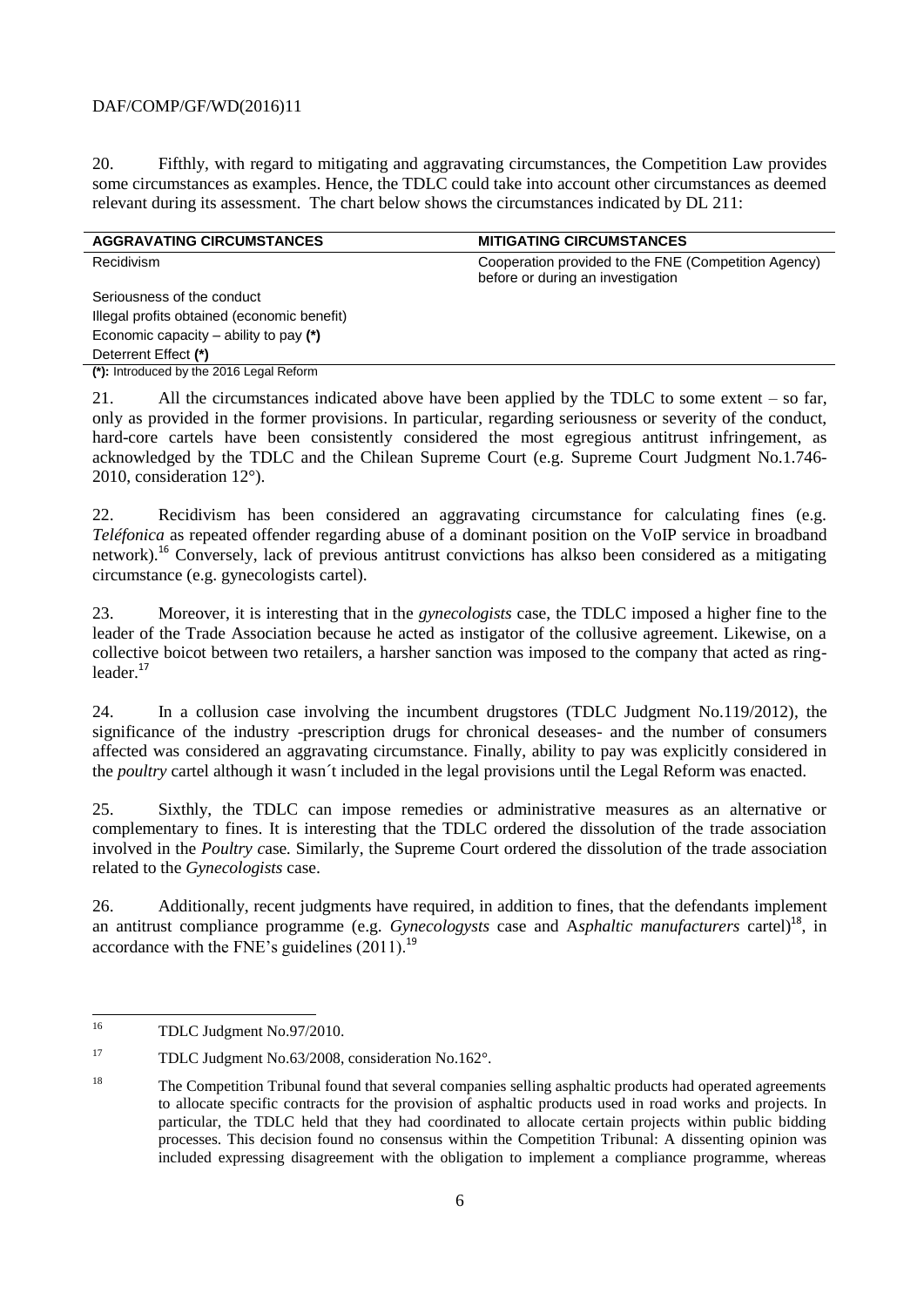20. Fifthly, with regard to mitigating and aggravating circumstances, the Competition Law provides some circumstances as examples. Hence, the TDLC could take into account other circumstances as deemed relevant during its assessment. The chart below shows the circumstances indicated by DL 211:

| AGGRAVATING CIRCUMSTANCES | MITIGATING CIRCUMSTANCES |
|---|---|
| Recidivism | Cooperation provided to the FNE (Competition Agency) before or during an investigation |
| Seriousness of the conduct | |
| Illegal profits obtained (economic benefit) | |
| Economic capacity – ability to pay **(*)** | |
| Deterrent Effect **(*)** | |

**(*)**: Introduced by the 2016 Legal Reform

21. All the circumstances indicated above have been applied by the TDLC to some extent – so far, only as provided in the former provisions. In particular, regarding seriousness or severity of the conduct, hard-core cartels have been consistently considered the most egregious antitrust infringement, as acknowledged by the TDLC and the Chilean Supreme Court (e.g. Supreme Court Judgment No.1.746-2010, consideration 12°).

22. Recidivism has been considered an aggravating circumstance for calculating fines (e.g. *Teléfonica* as repeated offender regarding abuse of a dominant position on the VoIP service in broadband network).[16] Conversely, lack of previous antitrust convictions has alkso been considered as a mitigating circumstance (e.g. gynecologists cartel).

23. Moreover, it is interesting that in the *gynecologists* case, the TDLC imposed a higher fine to the leader of the Trade Association because he acted as instigator of the collusive agreement. Likewise, on a collective boicot between two retailers, a harsher sanction was imposed to the company that acted as ring-leader.[17]

24. In a collusion case involving the incumbent drugstores (TDLC Judgment No.119/2012), the significance of the industry -prescription drugs for chronical deseases- and the number of consumers affected was considered an aggravating circumstance. Finally, ability to pay was explicitly considered in the *poultry* cartel although it wasn´t included in the legal provisions until the Legal Reform was enacted.

25. Sixthly, the TDLC can impose remedies or administrative measures as an alternative or complementary to fines. It is interesting that the TDLC ordered the dissolution of the trade association involved in the *Poultry c*ase*.* Similarly, the Supreme Court ordered the dissolution of the trade association related to the *Gynecologists* case.

26. Additionally, recent judgments have required, in addition to fines, that the defendants implement an antitrust compliance programme (e.g. *Gynecologysts* case and A*sphaltic manufacturers* cartel)[18], in accordance with the FNE's guidelines (2011).[19]

---

[16] TDLC Judgment No.97/2010.

[17] TDLC Judgment No.63/2008, consideration No.162°.

[18] The Competition Tribunal found that several companies selling asphaltic products had operated agreements to allocate specific contracts for the provision of asphaltic products used in road works and projects. In particular, the TDLC held that they had coordinated to allocate certain projects within public bidding processes. This decision found no consensus within the Competition Tribunal: A dissenting opinion was included expressing disagreement with the obligation to implement a compliance programme, whereas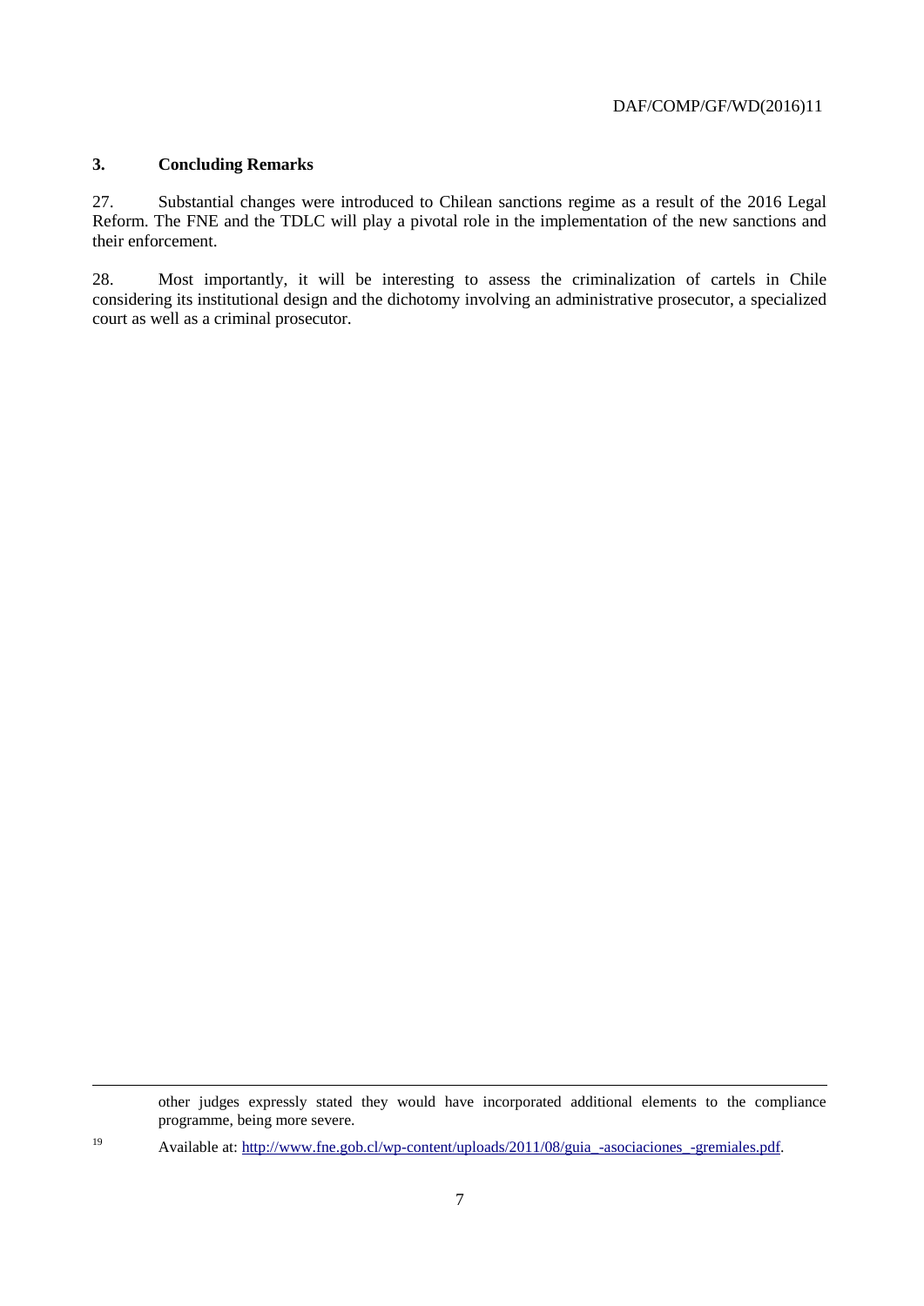### 3. Concluding Remarks

27. Substantial changes were introduced to Chilean sanctions regime as a result of the 2016 Legal Reform. The FNE and the TDLC will play a pivotal role in the implementation of the new sanctions and their enforcement.

28. Most importantly, it will be interesting to assess the criminalization of cartels in Chile considering its institutional design and the dichotomy involving an administrative prosecutor, a specialized court as well as a criminal prosecutor.

---

other judges expressly stated they would have incorporated additional elements to the compliance programme, being more severe.

[19] Available at: http://www.fne.gob.cl/wp-content/uploads/2011/08/guia_-asociaciones_-gremiales.pdf.